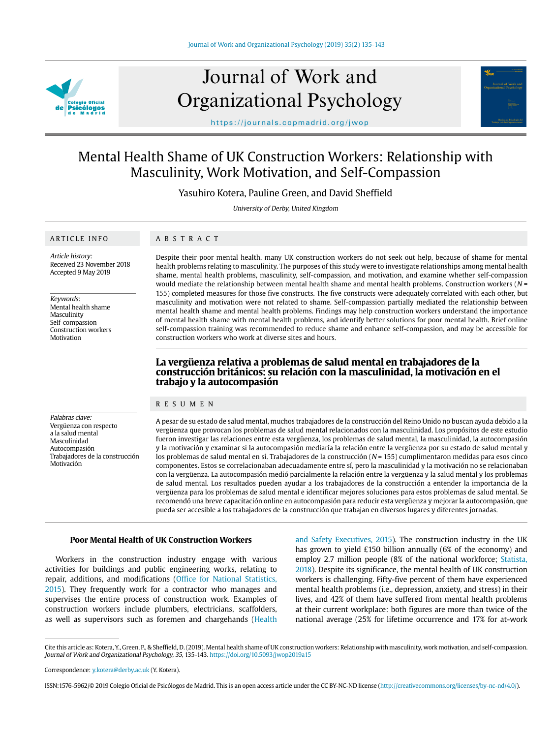# Mental Health Shame of UK Construction Workers: Relationship with Masculinity, Work Motivation, and Self-Compassion

Yasuhiro Kotera, Pauline Green, and David Sheffield

*University of Derby, United Kingdom*

## ARTICLE INFO

*Article history:*
Received 23 November 2018
Accepted 9 May 2019

*Keywords:*
Mental health shame
Masculinity
Self-compassion
Construction workers
Motivation

## ABSTRACT

Despite their poor mental health, many UK construction workers do not seek out help, because of shame for mental health problems relating to masculinity. The purposes of this study were to investigate relationships among mental health shame, mental health problems, masculinity, self-compassion, and motivation, and examine whether self-compassion would mediate the relationship between mental health shame and mental health problems. Construction workers (*N* = 155) completed measures for those five constructs. The five constructs were adequately correlated with each other, but masculinity and motivation were not related to shame. Self-compassion partially mediated the relationship between mental health shame and mental health problems. Findings may help construction workers understand the importance of mental health shame with mental health problems, and identify better solutions for poor mental health. Brief online self-compassion training was recommended to reduce shame and enhance self-compassion, and may be accessible for construction workers who work at diverse sites and hours.

## La vergüenza relativa a problemas de salud mental en trabajadores de la construcción británicos: su relación con la masculinidad, la motivación en el trabajo y la autocompasión

*Palabras clave:*
Vergüenza con respecto a la salud mental
Masculinidad
Autocompasión
Trabajadores de la construcción
Motivación

## RESUMEN

A pesar de su estado de salud mental, muchos trabajadores de la construcción del Reino Unido no buscan ayuda debido a la vergüenza que provocan los problemas de salud mental relacionados con la masculinidad. Los propósitos de este estudio fueron investigar las relaciones entre esta vergüenza, los problemas de salud mental, la masculinidad, la autocompasión y la motivación y examinar si la autocompasión mediaría la relación entre la vergüenza por su estado de salud mental y los problemas de salud mental en sí. Trabajadores de la construcción (*N* = 155) cumplimentaron medidas para esos cinco componentes. Estos se correlacionaban adecuadamente entre sí, pero la masculinidad y la motivación no se relacionaban con la vergüenza. La autocompasión medió parcialmente la relación entre la vergüenza y la salud mental y los problemas de salud mental. Los resultados pueden ayudar a los trabajadores de la construcción a entender la importancia de la vergüenza para los problemas de salud mental e identificar mejores soluciones para estos problemas de salud mental. Se recomendó una breve capacitación online en autocompasión para reducir esta vergüenza y mejorar la autocompasión, que pueda ser accesible a los trabajadores de la construcción que trabajan en diversos lugares y diferentes jornadas.

### Poor Mental Health of UK Construction Workers

Workers in the construction industry engage with various activities for buildings and public engineering works, relating to repair, additions, and modifications (Office for National Statistics, 2015). They frequently work for a contractor who manages and supervises the entire process of construction work. Examples of construction workers include plumbers, electricians, scaffolders, as well as supervisors such as foremen and chargehands (Health and Safety Executives, 2015). The construction industry in the UK has grown to yield £150 billion annually (6% of the economy) and employ 2.7 million people (8% of the national workforce; Statista, 2018). Despite its significance, the mental health of UK construction workers is challenging. Fifty-five percent of them have experienced mental health problems (i.e., depression, anxiety, and stress) in their lives, and 42% of them have suffered from mental health problems at their current workplace: both figures are more than twice of the national average (25% for lifetime occurrence and 17% for at-work

Cite this article as: Kotera, Y., Green, P., & Sheffield, D. (2019). Mental health shame of UK construction workers: Relationship with masculinity, work motivation, and self-compassion. *Journal of Work and Organizational Psychology, 35,* 135-143. https://doi.org/10.5093/jwop2019a15

Correspondence: y.kotera@derby.ac.uk (Y. Kotera).

ISSN:1576-5962/© 2019 Colegio Oficial de Psicólogos de Madrid. This is an open access article under the CC BY-NC-ND license (http://creativecommons.org/licenses/by-nc-nd/4.0/).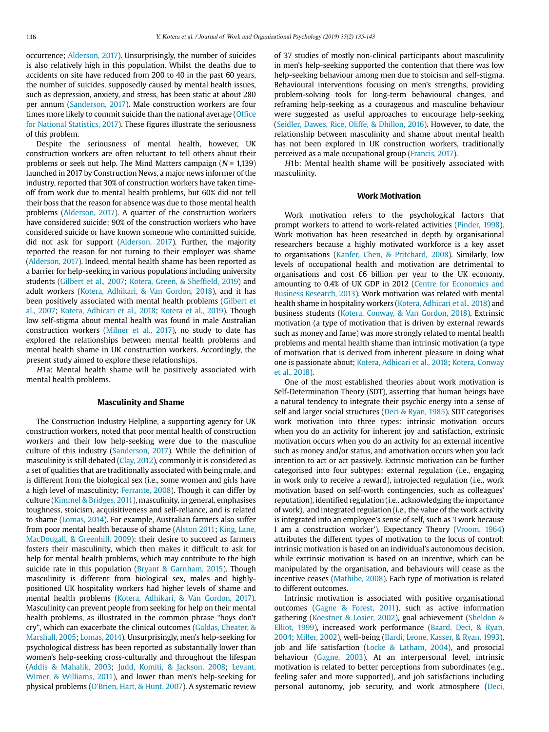occurrence; Alderson, 2017). Unsurprisingly, the number of suicides is also relatively high in this population. Whilst the deaths due to accidents on site have reduced from 200 to 40 in the past 60 years, the number of suicides, supposedly caused by mental health issues, such as depression, anxiety, and stress, has been static at about 280 per annum (Sanderson, 2017). Male construction workers are four times more likely to commit suicide than the national average (Office for National Statistics, 2017). These figures illustrate the seriousness of this problem.

Despite the seriousness of mental health, however, UK construction workers are often reluctant to tell others about their problems or seek out help. The Mind Matters campaign (*N* = 1,139) launched in 2017 by Construction News, a major news informer of the industry, reported that 30% of construction workers have taken time-off from work due to mental health problems, but 60% did not tell their boss that the reason for absence was due to those mental health problems (Alderson, 2017). A quarter of the construction workers have considered suicide; 90% of the construction workers who have considered suicide or have known someone who committed suicide, did not ask for support (Alderson, 2017). Further, the majority reported the reason for not turning to their employer was shame (Alderson, 2017). Indeed, mental health shame has been reported as a barrier for help-seeking in various populations including university students (Gilbert et al., 2007; Kotera, Green, & Sheffield, 2019) and adult workers (Kotera, Adhikari, & Van Gordon, 2018), and it has been positively associated with mental health problems (Gilbert et al., 2007; Kotera, Adhicari et al., 2018; Kotera et al., 2019). Though low self-stigma about mental health was found in male Australian construction workers (Milner et al., 2017), no study to date has explored the relationships between mental health problems and mental health shame in UK construction workers. Accordingly, the present study aimed to explore these relationships.

*H*1a: Mental health shame will be positively associated with mental health problems.

## Masculinity and Shame

The Construction Industry Helpline, a supporting agency for UK construction workers, noted that poor mental health of construction workers and their low help-seeking were due to the masculine culture of this industry (Sanderson, 2017). While the definition of masculinity is still debated (Clay, 2012), commonly it is considered as a set of qualities that are traditionally associated with being male, and is different from the biological sex (i.e., some women and girls have a high level of masculinity; Ferrante, 2008). Though it can differ by culture (Kimmel & Bridges, 2011), masculinity, in general, emphasises toughness, stoicism, acquisitiveness and self-reliance, and is related to shame (Lomas, 2014). For example, Australian farmers also suffer from poor mental health because of shame (Alston 2011; King, Lane, MacDougall, & Greenhill, 2009): their desire to succeed as farmers fosters their masculinity, which then makes it difficult to ask for help for mental health problems, which may contribute to the high suicide rate in this population (Bryant & Garnham, 2015). Though masculinity is different from biological sex, males and highly-positioned UK hospitality workers had higher levels of shame and mental health problems (Kotera, Adhikari, & Van Gordon, 2017). Masculinity can prevent people from seeking for help on their mental health problems, as illustrated in the common phrase "boys don't cry", which can exacerbate the clinical outcomes (Galdas, Cheater, & Marshall, 2005; Lomas, 2014). Unsurprisingly, men's help-seeking for psychological distress has been reported as substantially lower than women's help-seeking cross-culturally and throughout the lifespan (Addis & Mahalik, 2003; Judd, Komiti, & Jackson, 2008; Levant, Wimer, & Williams, 2011), and lower than men's help-seeking for physical problems (O'Brien, Hart, & Hunt, 2007). A systematic review of 37 studies of mostly non-clinical participants about masculinity in men's help-seeking supported the contention that there was low help-seeking behaviour among men due to stoicism and self-stigma. Behavioural interventions focusing on men's strengths, providing problem-solving tools for long-term behavioural changes, and reframing help-seeking as a courageous and masculine behaviour were suggested as useful approaches to encourage help-seeking (Seidler, Dawes, Rice, Oliffe, & Dhillon, 2016). However, to date, the relationship between masculinity and shame about mental health has not been explored in UK construction workers, traditionally perceived as a male occupational group (Francis, 2017).

*H*1b: Mental health shame will be positively associated with masculinity.

## Work Motivation

Work motivation refers to the psychological factors that prompt workers to attend to work-related activities (Pinder, 1998). Work motivation has been researched in depth by organisational researchers because a highly motivated workforce is a key asset to organisations (Kanfer, Chen, & Pritchard, 2008). Similarly, low levels of occupational health and motivation are detrimental to organisations and cost £6 billion per year to the UK economy, amounting to 0.4% of UK GDP in 2012 (Centre for Economics and Business Research, 2013). Work motivation was related with mental health shame in hospitality workers (Kotera, Adhicari et al., 2018) and business students (Kotera, Conway, & Van Gordon, 2018). Extrinsic motivation (a type of motivation that is driven by external rewards such as money and fame) was more strongly related to mental health problems and mental health shame than intrinsic motivation (a type of motivation that is derived from inherent pleasure in doing what one is passionate about; Kotera, Adhicari et al., 2018; Kotera, Conway et al., 2018).

One of the most established theories about work motivation is Self-Determination Theory (SDT), asserting that human beings have a natural tendency to integrate their psychic energy into a sense of self and larger social structures (Deci & Ryan, 1985). SDT categorises work motivation into three types: intrinsic motivation occurs when you do an activity for inherent joy and satisfaction, extrinsic motivation occurs when you do an activity for an external incentive such as money and/or status, and amotivation occurs when you lack intention to act or act passively. Extrinsic motivation can be further categorised into four subtypes: external regulation (i.e., engaging in work only to receive a reward), introjected regulation (i.e., work motivation based on self-worth contingencies, such as colleagues' reputation), identified regulation (i.e., acknowledging the importance of work), and integrated regulation (i.e., the value of the work activity is integrated into an employee's sense of self, such as 'I work because I am a construction worker'). Expectancy Theory (Vroom, 1964) attributes the different types of motivation to the locus of control: intrinsic motivation is based on an individual's autonomous decision, while extrinsic motivation is based on an incentive, which can be manipulated by the organisation, and behaviours will cease as the incentive ceases (Mathibe, 2008). Each type of motivation is related to different outcomes.

Intrinsic motivation is associated with positive organisational outcomes (Gagne & Forest, 2011), such as active information gathering (Koestner & Losier, 2002), goal achievement (Sheldon & Elliot, 1999), increased work performance (Baard, Deci, & Ryan, 2004; Miller, 2002), well-being (Ilardi, Leone, Kasser, & Ryan, 1993), job and life satisfaction (Locke & Latham, 2004), and prosocial behaviour (Gagne, 2003). At an interpersonal level, intrinsic motivation is related to better perceptions from subordinates (e.g., feeling safer and more supported), and job satisfactions including personal autonomy, job security, and work atmosphere (Deci,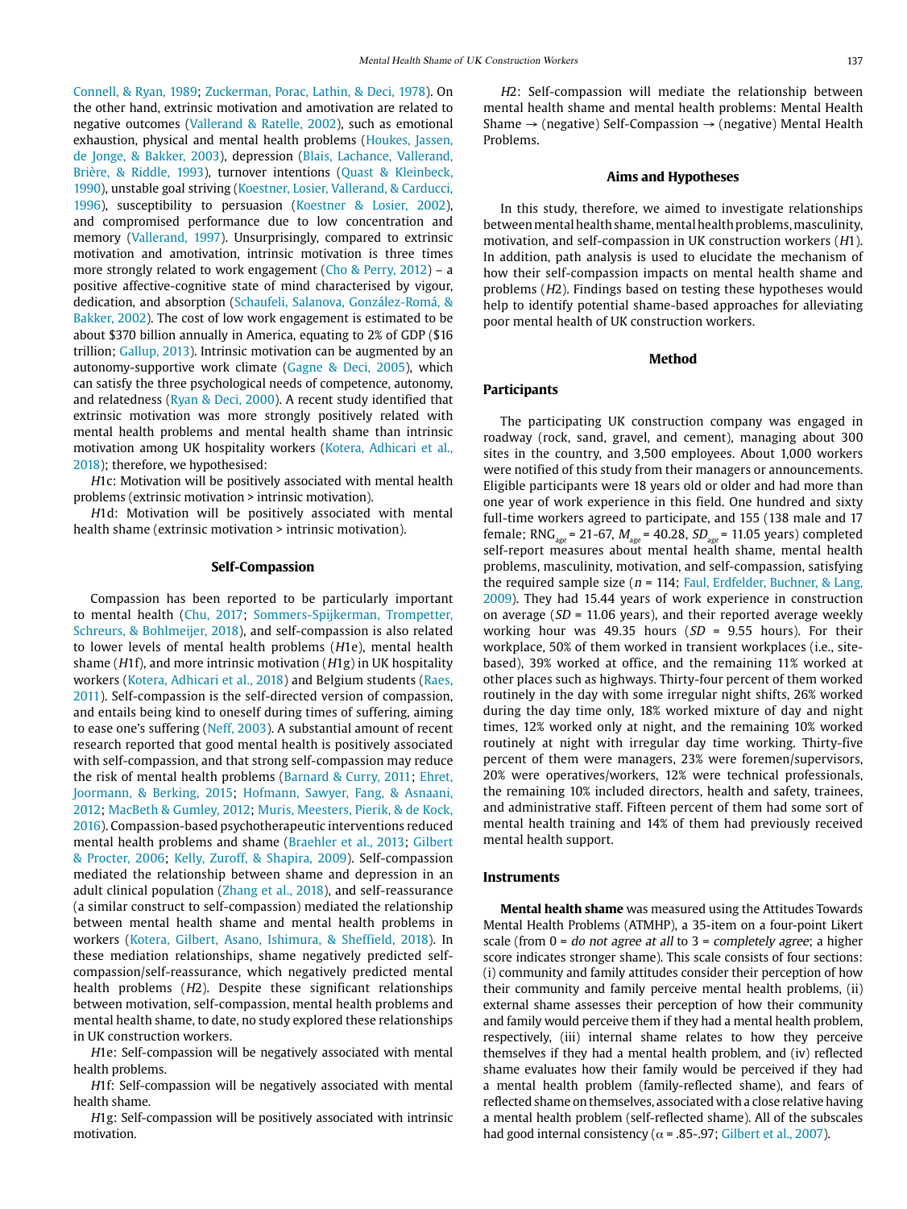Connell, & Ryan, 1989; Zuckerman, Porac, Lathin, & Deci, 1978). On the other hand, extrinsic motivation and amotivation are related to negative outcomes (Vallerand & Ratelle, 2002), such as emotional exhaustion, physical and mental health problems (Houkes, Jassen, de Jonge, & Bakker, 2003), depression (Blais, Lachance, Vallerand, Brière, & Riddle, 1993), turnover intentions (Quast & Kleinbeck, 1990), unstable goal striving (Koestner, Losier, Vallerand, & Carducci, 1996), susceptibility to persuasion (Koestner & Losier, 2002), and compromised performance due to low concentration and memory (Vallerand, 1997). Unsurprisingly, compared to extrinsic motivation and amotivation, intrinsic motivation is three times more strongly related to work engagement (Cho & Perry, 2012) – a positive affective-cognitive state of mind characterised by vigour, dedication, and absorption (Schaufeli, Salanova, González-Romá, & Bakker, 2002). The cost of low work engagement is estimated to be about $370 billion annually in America, equating to 2% of GDP ($16 trillion; Gallup, 2013). Intrinsic motivation can be augmented by an autonomy-supportive work climate (Gagne & Deci, 2005), which can satisfy the three psychological needs of competence, autonomy, and relatedness (Ryan & Deci, 2000). A recent study identified that extrinsic motivation was more strongly positively related with mental health problems and mental health shame than intrinsic motivation among UK hospitality workers (Kotera, Adhicari et al., 2018); therefore, we hypothesised:

*H*1c: Motivation will be positively associated with mental health problems (extrinsic motivation > intrinsic motivation).

*H*1d: Motivation will be positively associated with mental health shame (extrinsic motivation > intrinsic motivation).

## Self-Compassion

Compassion has been reported to be particularly important to mental health (Chu, 2017; Sommers-Spijkerman, Trompetter, Schreurs, & Bohlmeijer, 2018), and self-compassion is also related to lower levels of mental health problems (*H*1e), mental health shame (*H*1f), and more intrinsic motivation (*H*1g) in UK hospitality workers (Kotera, Adhicari et al., 2018) and Belgium students (Raes, 2011). Self-compassion is the self-directed version of compassion, and entails being kind to oneself during times of suffering, aiming to ease one's suffering (Neff, 2003). A substantial amount of recent research reported that good mental health is positively associated with self-compassion, and that strong self-compassion may reduce the risk of mental health problems (Barnard & Curry, 2011; Ehret, Joormann, & Berking, 2015; Hofmann, Sawyer, Fang, & Asnaani, 2012; MacBeth & Gumley, 2012; Muris, Meesters, Pierik, & de Kock, 2016). Compassion-based psychotherapeutic interventions reduced mental health problems and shame (Braehler et al., 2013; Gilbert & Procter, 2006; Kelly, Zuroff, & Shapira, 2009). Self-compassion mediated the relationship between shame and depression in an adult clinical population (Zhang et al., 2018), and self-reassurance (a similar construct to self-compassion) mediated the relationship between mental health shame and mental health problems in workers (Kotera, Gilbert, Asano, Ishimura, & Sheffield, 2018). In these mediation relationships, shame negatively predicted self-compassion/self-reassurance, which negatively predicted mental health problems (*H*2). Despite these significant relationships between motivation, self-compassion, mental health problems and mental health shame, to date, no study explored these relationships in UK construction workers.

*H*1e: Self-compassion will be negatively associated with mental health problems.

*H*1f: Self-compassion will be negatively associated with mental health shame.

*H*1g: Self-compassion will be positively associated with intrinsic motivation.

*H*2: Self-compassion will mediate the relationship between mental health shame and mental health problems: Mental Health Shame → (negative) Self-Compassion → (negative) Mental Health Problems.

## Aims and Hypotheses

In this study, therefore, we aimed to investigate relationships between mental health shame, mental health problems, masculinity, motivation, and self-compassion in UK construction workers (*H*1). In addition, path analysis is used to elucidate the mechanism of how their self-compassion impacts on mental health shame and problems (*H*2). Findings based on testing these hypotheses would help to identify potential shame-based approaches for alleviating poor mental health of UK construction workers.

## Method

### Participants

The participating UK construction company was engaged in roadway (rock, sand, gravel, and cement), managing about 300 sites in the country, and 3,500 employees. About 1,000 workers were notified of this study from their managers or announcements. Eligible participants were 18 years old or older and had more than one year of work experience in this field. One hundred and sixty full-time workers agreed to participate, and 155 (138 male and 17 female; $RNG_{age}$ = 21-67, $M_{age}$ = 40.28, $SD_{age}$ = 11.05 years) completed self-report measures about mental health shame, mental health problems, masculinity, motivation, and self-compassion, satisfying the required sample size ($n$ = 114; Faul, Erdfelder, Buchner, & Lang, 2009). They had 15.44 years of work experience in construction on average ($SD$ = 11.06 years), and their reported average weekly working hour was 49.35 hours ($SD$ = 9.55 hours). For their workplace, 50% of them worked in transient workplaces (i.e., site-based), 39% worked at office, and the remaining 11% worked at other places such as highways. Thirty-four percent of them worked routinely in the day with some irregular night shifts, 26% worked during the day time only, 18% worked mixture of day and night times, 12% worked only at night, and the remaining 10% worked routinely at night with irregular day time working. Thirty-five percent of them were managers, 23% were foremen/supervisors, 20% were operatives/workers, 12% were technical professionals, the remaining 10% included directors, health and safety, trainees, and administrative staff. Fifteen percent of them had some sort of mental health training and 14% of them had previously received mental health support.

### Instruments

**Mental health shame** was measured using the Attitudes Towards Mental Health Problems (ATMHP), a 35-item on a four-point Likert scale (from 0 = *do not agree at all* to 3 = *completely agree*; a higher score indicates stronger shame). This scale consists of four sections: (i) community and family attitudes consider their perception of how their community and family perceive mental health problems, (ii) external shame assesses their perception of how their community and family would perceive them if they had a mental health problem, respectively, (iii) internal shame relates to how they perceive themselves if they had a mental health problem, and (iv) reflected shame evaluates how their family would be perceived if they had a mental health problem (family-reflected shame), and fears of reflected shame on themselves, associated with a close relative having a mental health problem (self-reflected shame). All of the subscales had good internal consistency (α = .85-.97; Gilbert et al., 2007).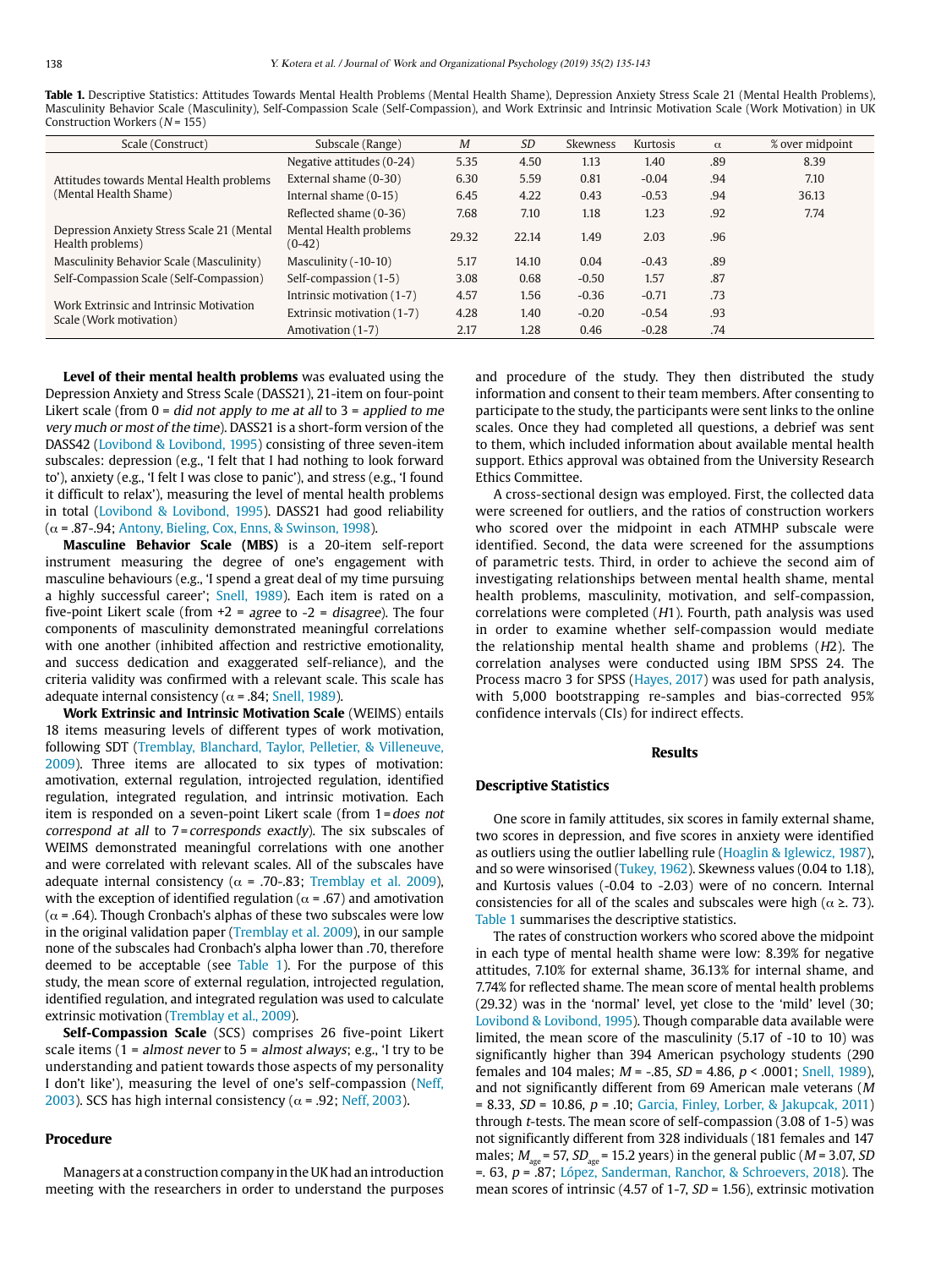**Table 1.** Descriptive Statistics: Attitudes Towards Mental Health Problems (Mental Health Shame), Depression Anxiety Stress Scale 21 (Mental Health Problems), Masculinity Behavior Scale (Masculinity), Self-Compassion Scale (Self-Compassion), and Work Extrinsic and Intrinsic Motivation Scale (Work Motivation) in UK Construction Workers ($N$ = 155)

| Scale (Construct) | Subscale (Range) | $M$ | $SD$ | Skewness | Kurtosis | α | % over midpoint |
|---|---|---|---|---|---|---|---|
| Attitudes towards Mental Health problems (Mental Health Shame) | Negative attitudes (0-24) | 5.35 | 4.50 | 1.13 | 1.40 | .89 | 8.39 |
| | External shame (0-30) | 6.30 | 5.59 | 0.81 | -0.04 | .94 | 7.10 |
| | Internal shame (0-15) | 6.45 | 4.22 | 0.43 | -0.53 | .94 | 36.13 |
| | Reflected shame (0-36) | 7.68 | 7.10 | 1.18 | 1.23 | .92 | 7.74 |
| Depression Anxiety Stress Scale 21 (Mental Health problems) | Mental Health problems (0-42) | 29.32 | 22.14 | 1.49 | 2.03 | .96 | |
| Masculinity Behavior Scale (Masculinity) | Masculinity (-10-10) | 5.17 | 14.10 | 0.04 | -0.43 | .89 | |
| Self-Compassion Scale (Self-Compassion) | Self-compassion (1-5) | 3.08 | 0.68 | -0.50 | 1.57 | .87 | |
| Work Extrinsic and Intrinsic Motivation Scale (Work motivation) | Intrinsic motivation (1-7) | 4.57 | 1.56 | -0.36 | -0.71 | .73 | |
| | Extrinsic motivation (1-7) | 4.28 | 1.40 | -0.20 | -0.54 | .93 | |
| | Amotivation (1-7) | 2.17 | 1.28 | 0.46 | -0.28 | .74 | |

**Level of their mental health problems** was evaluated using the Depression Anxiety and Stress Scale (DASS21), 21-item on four-point Likert scale (from 0 = *did not apply to me at all* to 3 = *applied to me very much or most of the time*). DASS21 is a short-form version of the DASS42 (Lovibond & Lovibond, 1995) consisting of three seven-item subscales: depression (e.g., 'I felt that I had nothing to look forward to'), anxiety (e.g., 'I felt I was close to panic'), and stress (e.g., 'I found it difficult to relax'), measuring the level of mental health problems in total (Lovibond & Lovibond, 1995). DASS21 had good reliability (α = .87-.94; Antony, Bieling, Cox, Enns, & Swinson, 1998).

**Masculine Behavior Scale (MBS)** is a 20-item self-report instrument measuring the degree of one's engagement with masculine behaviours (e.g., 'I spend a great deal of my time pursuing a highly successful career'; Snell, 1989). Each item is rated on a five-point Likert scale (from +2 = *agree* to -2 = *disagree*). The four components of masculinity demonstrated meaningful correlations with one another (inhibited affection and restrictive emotionality, and success dedication and exaggerated self-reliance), and the criteria validity was confirmed with a relevant scale. This scale has adequate internal consistency (α = .84; Snell, 1989).

**Work Extrinsic and Intrinsic Motivation Scale** (WEIMS) entails 18 items measuring levels of different types of work motivation, following SDT (Tremblay, Blanchard, Taylor, Pelletier, & Villeneuve, 2009). Three items are allocated to six types of motivation: amotivation, external regulation, introjected regulation, identified regulation, integrated regulation, and intrinsic motivation. Each item is responded on a seven-point Likert scale (from 1 = *does not correspond at all* to 7 = *corresponds exactly*). The six subscales of WEIMS demonstrated meaningful correlations with one another and were correlated with relevant scales. All of the subscales have adequate internal consistency (α = .70-.83; Tremblay et al. 2009), with the exception of identified regulation (α = .67) and amotivation (α = .64). Though Cronbach's alphas of these two subscales were low in the original validation paper (Tremblay et al. 2009), in our sample none of the subscales had Cronbach's alpha lower than .70, therefore deemed to be acceptable (see Table 1). For the purpose of this study, the mean score of external regulation, introjected regulation, identified regulation, and integrated regulation was used to calculate extrinsic motivation (Tremblay et al., 2009).

**Self-Compassion Scale** (SCS) comprises 26 five-point Likert scale items (1 = *almost never* to 5 = *almost always*; e.g., 'I try to be understanding and patient towards those aspects of my personality I don't like'), measuring the level of one's self-compassion (Neff, 2003). SCS has high internal consistency (α = .92; Neff, 2003).

## Procedure

Managers at a construction company in the UK had an introduction meeting with the researchers in order to understand the purposes and procedure of the study. They then distributed the study information and consent to their team members. After consenting to participate to the study, the participants were sent links to the online scales. Once they had completed all questions, a debrief was sent to them, which included information about available mental health support. Ethics approval was obtained from the University Research Ethics Committee.

A cross-sectional design was employed. First, the collected data were screened for outliers, and the ratios of construction workers who scored over the midpoint in each ATMHP subscale were identified. Second, the data were screened for the assumptions of parametric tests. Third, in order to achieve the second aim of investigating relationships between mental health shame, mental health problems, masculinity, motivation, and self-compassion, correlations were completed (*H*1). Fourth, path analysis was used in order to examine whether self-compassion would mediate the relationship mental health shame and problems (*H*2). The correlation analyses were conducted using IBM SPSS 24. The Process macro 3 for SPSS (Hayes, 2017) was used for path analysis, with 5,000 bootstrapping re-samples and bias-corrected 95% confidence intervals (CIs) for indirect effects.

# Results

## Descriptive Statistics

One score in family attitudes, six scores in family external shame, two scores in depression, and five scores in anxiety were identified as outliers using the outlier labelling rule (Hoaglin & Iglewicz, 1987), and so were winsorised (Tukey, 1962). Skewness values (0.04 to 1.18), and Kurtosis values (-0.04 to -2.03) were of no concern. Internal consistencies for all of the scales and subscales were high (α ≥. 73). Table 1 summarises the descriptive statistics.

The rates of construction workers who scored above the midpoint in each type of mental health shame were low: 8.39% for negative attitudes, 7.10% for external shame, 36.13% for internal shame, and 7.74% for reflected shame. The mean score of mental health problems (29.32) was in the 'normal' level, yet close to the 'mild' level (30; Lovibond & Lovibond, 1995). Though comparable data available were limited, the mean score of the masculinity (5.17 of -10 to 10) was significantly higher than 394 American psychology students (290 females and 104 males; $M$ = -.85, $SD$ = 4.86, $p$ < .0001; Snell, 1989), and not significantly different from 69 American male veterans ($M$ = 8.33, $SD$ = 10.86, $p$ = .10; Garcia, Finley, Lorber, & Jakupcak, 2011) through $t$-tests. The mean score of self-compassion (3.08 of 1-5) was not significantly different from 328 individuals (181 females and 147 males; $M_{age}$ = 57, $SD_{age}$ = 15.2 years) in the general public ($M$ = 3.07, $SD$ =. 63, $p$ = .87; López, Sanderman, Ranchor, & Schroevers, 2018). The mean scores of intrinsic (4.57 of 1-7, $SD$ = 1.56), extrinsic motivation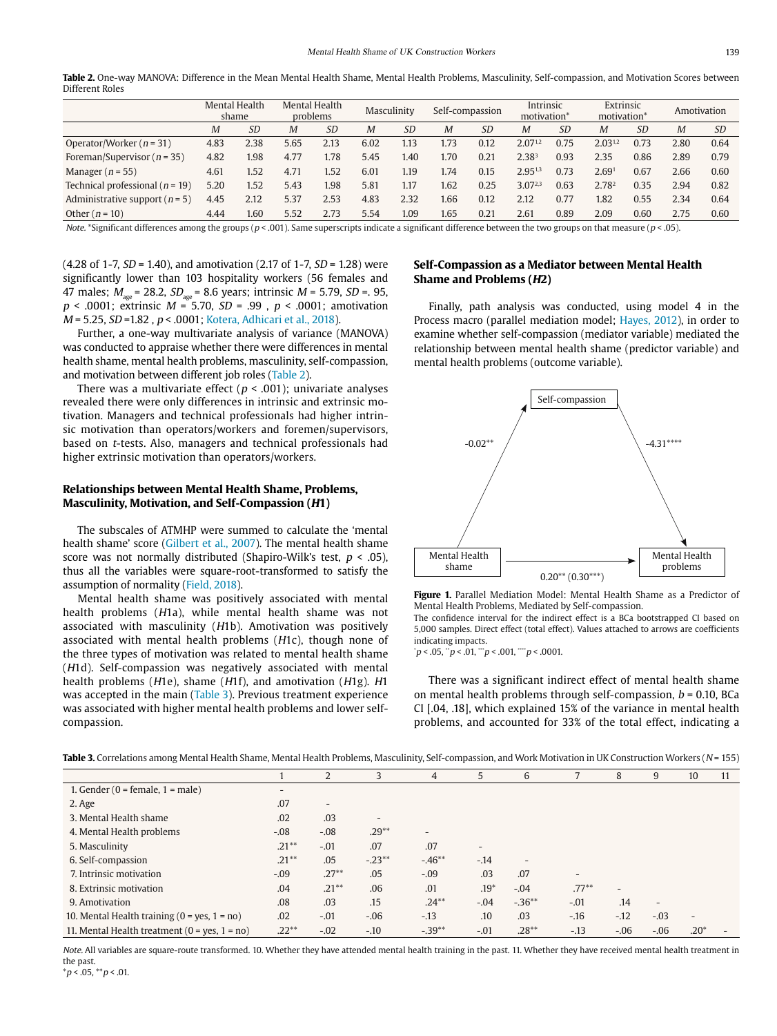**Table 2.** One-way MANOVA: Difference in the Mean Mental Health Shame, Mental Health Problems, Masculinity, Self-compassion, and Motivation Scores between Different Roles

| | Mental Health shame | | Mental Health problems | | Masculinity | | Self-compassion | | Intrinsic motivation* | | Extrinsic motivation* | | Amotivation | |
|---|---|---|---|---|---|---|---|---|---|---|---|---|---|---|
| | *M* | *SD* | *M* | *SD* | *M* | *SD* | *M* | *SD* | *M* | *SD* | *M* | *SD* | *M* | *SD* |
| Operator/Worker (*n* = 31) | 4.83 | 2.38 | 5.65 | 2.13 | 6.02 | 1.13 | 1.73 | 0.12 | 2.07[1,2] | 0.75 | 2.03[1,2] | 0.73 | 2.80 | 0.64 |
| Foreman/Supervisor (*n* = 35) | 4.82 | 1.98 | 4.77 | 1.78 | 5.45 | 1.40 | 1.70 | 0.21 | 2.38[3] | 0.93 | 2.35 | 0.86 | 2.89 | 0.79 |
| Manager (*n* = 55) | 4.61 | 1.52 | 4.71 | 1.52 | 6.01 | 1.19 | 1.74 | 0.15 | 2.95[1,3] | 0.73 | 2.69[1] | 0.67 | 2.66 | 0.60 |
| Technical professional (*n* = 19) | 5.20 | 1.52 | 5.43 | 1.98 | 5.81 | 1.17 | 1.62 | 0.25 | 3.07[2,3] | 0.63 | 2.78[2] | 0.35 | 2.94 | 0.82 |
| Administrative support (*n* = 5) | 4.45 | 2.12 | 5.37 | 2.53 | 4.83 | 2.32 | 1.66 | 0.12 | 2.12 | 0.77 | 1.82 | 0.55 | 2.34 | 0.64 |
| Other (*n* = 10) | 4.44 | 1.60 | 5.52 | 2.73 | 5.54 | 1.09 | 1.65 | 0.21 | 2.61 | 0.89 | 2.09 | 0.60 | 2.75 | 0.60 |

*Note.* *Significant differences among the groups ($p < .001$). Same superscripts indicate a significant difference between the two groups on that measure ($p < .05$).

(4.28 of 1-7, *SD* = 1.40), and amotivation (2.17 of 1-7, *SD* = 1.28) were significantly lower than 103 hospitality workers (56 females and 47 males; $M_{age}$ = 28.2, $SD_{age}$ = 8.6 years; intrinsic *M* = 5.79, *SD* =. 95, $p < .0001$; extrinsic *M* = 5.70, *SD* = .99 , $p < .0001$; amotivation *M* = 5.25, *SD* =1.82 , $p < .0001$; Kotera, Adhicari et al., 2018).

Further, a one-way multivariate analysis of variance (MANOVA) was conducted to appraise whether there were differences in mental health shame, mental health problems, masculinity, self-compassion, and motivation between different job roles (Table 2).

There was a multivariate effect ($p < .001$); univariate analyses revealed there were only differences in intrinsic and extrinsic motivation. Managers and technical professionals had higher intrinsic motivation than operators/workers and foremen/supervisors, based on *t*-tests. Also, managers and technical professionals had higher extrinsic motivation than operators/workers.

## Relationships between Mental Health Shame, Problems, Masculinity, Motivation, and Self-Compassion (*H*1)

The subscales of ATMHP were summed to calculate the 'mental health shame' score (Gilbert et al., 2007). The mental health shame score was not normally distributed (Shapiro-Wilk's test, $p < .05$), thus all the variables were square-root-transformed to satisfy the assumption of normality (Field, 2018).

Mental health shame was positively associated with mental health problems (*H*1a), while mental health shame was not associated with masculinity (*H*1b). Amotivation was positively associated with mental health problems (*H*1c), though none of the three types of motivation was related to mental health shame (*H*1d). Self-compassion was negatively associated with mental health problems (*H*1e), shame (*H*1f), and amotivation (*H*1g). *H*1 was accepted in the main (Table 3). Previous treatment experience was associated with higher mental health problems and lower self-compassion.

## Self-Compassion as a Mediator between Mental Health Shame and Problems (*H*2)

Finally, path analysis was conducted, using model 4 in the Process macro (parallel mediation model; Hayes, 2012), in order to examine whether self-compassion (mediator variable) mediated the relationship between mental health shame (predictor variable) and mental health problems (outcome variable).

**Figure 1.** Parallel Mediation Model: Mental Health Shame as a Predictor of Mental Health Problems, Mediated by Self-compassion.
The confidence interval for the indirect effect is a BCa bootstrapped CI based on 5,000 samples. Direct effect (total effect). Values attached to arrows are coefficients indicating impacts.
*$p < .05$, **$p < .01$, ***$p < .001$, ****$p < .0001$.

There was a significant indirect effect of mental health shame on mental health problems through self-compassion, *b* = 0.10, BCa CI [.04, .18], which explained 15% of the variance in mental health problems, and accounted for 33% of the total effect, indicating a

**Table 3.** Correlations among Mental Health Shame, Mental Health Problems, Masculinity, Self-compassion, and Work Motivation in UK Construction Workers (*N* = 155)

| | 1 | 2 | 3 | 4 | 5 | 6 | 7 | 8 | 9 | 10 | 11 |
|---|---|---|---|---|---|---|---|---|---|---|---|
| 1. Gender (0 = female, 1 = male) | - | | | | | | | | | | |
| 2. Age | .07 | - | | | | | | | | | |
| 3. Mental Health shame | .02 | .03 | - | | | | | | | | |
| 4. Mental Health problems | -.08 | -.08 | .29** | - | | | | | | | |
| 5. Masculinity | .21** | -.01 | .07 | .07 | - | | | | | | |
| 6. Self-compassion | .21** | .05 | -.23** | -.46** | -.14 | - | | | | | |
| 7. Intrinsic motivation | -.09 | .27** | .05 | -.09 | .03 | .07 | - | | | | |
| 8. Extrinsic motivation | .04 | .21** | .06 | .01 | .19* | -.04 | .77** | - | | | |
| 9. Amotivation | .08 | .03 | .15 | .24** | -.04 | -.36** | -.01 | .14 | - | | |
| 10. Mental Health training (0 = yes, 1 = no) | .02 | -.01 | -.06 | -.13 | .10 | .03 | -.16 | -.12 | -.03 | - | |
| 11. Mental Health treatment (0 = yes, 1 = no) | .22** | -.02 | -.10 | -.39** | -.01 | .28** | -.13 | -.06 | -.06 | .20* | - |

*Note.* All variables are square-route transformed. 10. Whether they have attended mental health training in the past. 11. Whether they have received mental health treatment in the past.
*$p < .05$, **$p < .01$.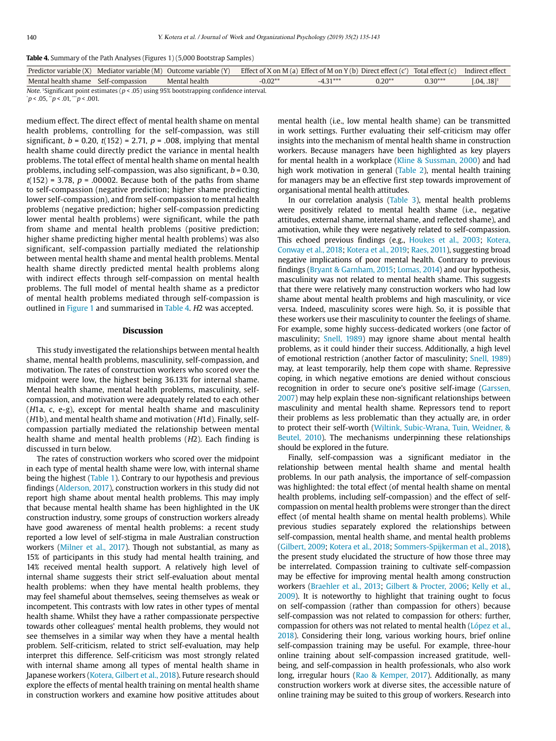**Table 4.** Summary of the Path Analyses (Figures 1) (5,000 Bootstrap Samples)

| Predictor variable (X) | Mediator variable (M) | Outcome variable (Y) | Effect of X on M (a) | Effect of M on Y (b) | Direct effect (c') | Total effect (c) | Indirect effect |
|---|---|---|---|---|---|---|---|
| Mental health shame | Self-compassion | Mental health | -0.02** | -4.31*** | 0.20** | 0.30*** | [.04, .18][1] |

*Note.* [1]Significant point estimates (*p* < .05) using 95% bootstrapping confidence interval.
*p < .05, **p < .01, ***p < .001.

medium effect. The direct effect of mental health shame on mental health problems, controlling for the self-compassion, was still significant, *b* = 0.20, *t*(152) = 2.71, *p* = .008, implying that mental health shame could directly predict the variance in mental health problems. The total effect of mental health shame on mental health problems, including self-compassion, was also significant, *b* = 0.30, *t*(152) = 3.78, *p* = .00002. Because both of the paths from shame to self-compassion (negative prediction; higher shame predicting lower self-compassion), and from self-compassion to mental health problems (negative prediction; higher self-compassion predicting lower mental health problems) were significant, while the path from shame and mental health problems (positive prediction; higher shame predicting higher mental health problems) was also significant, self-compassion partially mediated the relationship between mental health shame and mental health problems. Mental health shame directly predicted mental health problems along with indirect effects through self-compassion on mental health problems. The full model of mental health shame as a predictor of mental health problems mediated through self-compassion is outlined in Figure 1 and summarised in Table 4. *H*2 was accepted.

## Discussion

This study investigated the relationships between mental health shame, mental health problems, masculinity, self-compassion, and motivation. The rates of construction workers who scored over the midpoint were low, the highest being 36.13% for internal shame. Mental health shame, mental health problems, masculinity, self-compassion, and motivation were adequately related to each other (*H*1a, c, e-g), except for mental health shame and masculinity (*H*1b), and mental health shame and motivation (*H*1d). Finally, self-compassion partially mediated the relationship between mental health shame and mental health problems (*H*2). Each finding is discussed in turn below.

The rates of construction workers who scored over the midpoint in each type of mental health shame were low, with internal shame being the highest (Table 1). Contrary to our hypothesis and previous findings (Alderson, 2017), construction workers in this study did not report high shame about mental health problems. This may imply that because mental health shame has been highlighted in the UK construction industry, some groups of construction workers already have good awareness of mental health problems: a recent study reported a low level of self-stigma in male Australian construction workers (Milner et al., 2017). Though not substantial, as many as 15% of participants in this study had mental health training, and 14% received mental health support. A relatively high level of internal shame suggests their strict self-evaluation about mental health problems: when they have mental health problems, they may feel shameful about themselves, seeing themselves as weak or incompetent. This contrasts with low rates in other types of mental health shame. Whilst they have a rather compassionate perspective towards other colleagues' mental health problems, they would not see themselves in a similar way when they have a mental health problem. Self-criticism, related to strict self-evaluation, may help interpret this difference. Self-criticism was most strongly related with internal shame among all types of mental health shame in Japanese workers (Kotera, Gilbert et al., 2018). Future research should explore the effects of mental health training on mental health shame in construction workers and examine how positive attitudes about mental health (i.e., low mental health shame) can be transmitted in work settings. Further evaluating their self-criticism may offer insights into the mechanism of mental health shame in construction workers. Because managers have been highlighted as key players for mental health in a workplace (Kline & Sussman, 2000) and had high work motivation in general (Table 2), mental health training for managers may be an effective first step towards improvement of organisational mental health attitudes.

In our correlation analysis (Table 3), mental health problems were positively related to mental health shame (i.e., negative attitudes, external shame, internal shame, and reflected shame), and amotivation, while they were negatively related to self-compassion. This echoed previous findings (e.g., Houkes et al., 2003; Kotera, Conway et al., 2018; Kotera et al., 2019; Raes, 2011), suggesting broad negative implications of poor mental health. Contrary to previous findings (Bryant & Garnham, 2015; Lomas, 2014) and our hypothesis, masculinity was not related to mental health shame. This suggests that there were relatively many construction workers who had low shame about mental health problems and high masculinity, or vice versa. Indeed, masculinity scores were high. So, it is possible that these workers use their masculinity to counter the feelings of shame. For example, some highly success-dedicated workers (one factor of masculinity; Snell, 1989) may ignore shame about mental health problems, as it could hinder their success. Additionally, a high level of emotional restriction (another factor of masculinity; Snell, 1989) may, at least temporarily, help them cope with shame. Repressive coping, in which negative emotions are denied without conscious recognition in order to secure one's positive self-image (Garssen, 2007) may help explain these non-significant relationships between masculinity and mental health shame. Repressors tend to report their problems as less problematic than they actually are, in order to protect their self-worth (Wiltink, Subic-Wrana, Tuin, Weidner, & Beutel, 2010). The mechanisms underpinning these relationships should be explored in the future.

Finally, self-compassion was a significant mediator in the relationship between mental health shame and mental health problems. In our path analysis, the importance of self-compassion was highlighted: the total effect (of mental health shame on mental health problems, including self-compassion) and the effect of self-compassion on mental health problems were stronger than the direct effect (of mental health shame on mental health problems). While previous studies separately explored the relationships between self-compassion, mental health shame, and mental health problems (Gilbert, 2009; Kotera et al., 2018; Sommers-Spijkerman et al., 2018), the present study elucidated the structure of how those three may be interrelated. Compassion training to cultivate self-compassion may be effective for improving mental health among construction workers (Braehler et al., 2013; Gilbert & Procter, 2006; Kelly et al., 2009). It is noteworthy to highlight that training ought to focus on self-compassion (rather than compassion for others) because self-compassion was not related to compassion for others: further, compassion for others was not related to mental health (López et al., 2018). Considering their long, various working hours, brief online self-compassion training may be useful. For example, three-hour online training about self-compassion increased gratitude, well-being, and self-compassion in health professionals, who also work long, irregular hours (Rao & Kemper, 2017). Additionally, as many construction workers work at diverse sites, the accessible nature of online training may be suited to this group of workers. Research into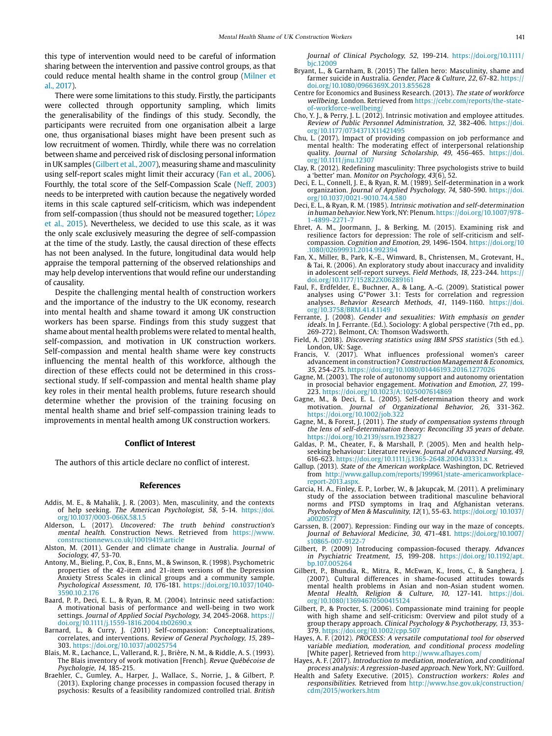this type of intervention would need to be careful of information sharing between the intervention and passive control groups, as that could reduce mental health shame in the control group (Milner et al., 2017).

There were some limitations to this study. Firstly, the participants were collected through opportunity sampling, which limits the generalisability of the findings of this study. Secondly, the participants were recruited from one organisation albeit a large one, thus organisational biases might have been present such as low recruitment of women. Thirdly, while there was no correlation between shame and perceived risk of disclosing personal information in UK samples (Gilbert et al., 2007), measuring shame and masculinity using self-report scales might limit their accuracy (Fan et al., 2006). Fourthly, the total score of the Self-Compassion Scale (Neff, 2003) needs to be interpreted with caution because the negatively worded items in this scale captured self-criticism, which was independent from self-compassion (thus should not be measured together; López et al., 2015). Nevertheless, we decided to use this scale, as it was the only scale exclusively measuring the degree of self-compassion at the time of the study. Lastly, the causal direction of these effects has not been analysed. In the future, longitudinal data would help appraise the temporal patterning of the observed relationships and may help develop interventions that would refine our understanding of causality.

Despite the challenging mental health of construction workers and the importance of the industry to the UK economy, research into mental health and shame toward it among UK construction workers has been sparse. Findings from this study suggest that shame about mental health problems were related to mental health, self-compassion, and motivation in UK construction workers. Self-compassion and mental health shame were key constructs influencing the mental health of this workforce, although the direction of these effects could not be determined in this cross-sectional study. If self-compassion and mental health shame play key roles in their mental health problems, future research should determine whether the provision of the training focusing on mental health shame and brief self-compassion training leads to improvements in mental health among UK construction workers.

## Conflict of Interest

The authors of this article declare no conflict of interest.

## References

Addis, M. E., & Mahalik, J. R. (2003). Men, masculinity, and the contexts of help seeking. *The American Psychologist, 58*, 5-14. https://doi.org/10.1037/0003-066X.58.1.5

Alderson, L. (2017). *Uncovered: The truth behind construction's mental health.* Construction News. Retrieved from https://www.constructionnews.co.uk/10019419.article

Alston, M. (2011). Gender and climate change in Australia. *Journal of Sociology, 47*, 53-70.

Antony, M., Bieling, P., Cox, B., Enns, M., & Swinson, R. (1998). Psychometric properties of the 42-item and 21-item versions of the Depression Anxiety Stress Scales in clinical groups and a community sample. *Psychological Assessment, 10*, 176-181. https://doi.org/10.1037/1040-3590.10.2.176

Baard, P. P., Deci, E. L., & Ryan, R. M. (2004). Intrinsic need satisfaction: A motivational basis of performance and well-being in two work settings. *Journal of Applied Social Psychology, 34*, 2045-2068. https://doi.org/10.1111/j.1559-1816.2004.tb02690.x

Barnard, L., & Curry, J. (2011) Self-compassion: Conceptualizations, correlates, and interventions. *Review of General Psychology, 15*, 289–303. https://doi.org/10.1037/a0025754

Blais, M. R., Lachance, L., Vallerand, R. J., Brière, N. M., & Riddle, A. S. (1993). The Blais inventory of work motivation [French]. *Revue Québécoise de Psychologie, 14*, 185-215.

Braehler, C., Gumley, A., Harper, J., Wallace, S., Norrie, J., & Gilbert, P. (2013). Exploring change processes in compassion focused therapy in psychosis: Results of a feasibility randomized controlled trial. *British Journal of Clinical Psychology, 52*, 199-214. https://doi.org/10.1111/bjc.12009

Bryant, L., & Garnham, B. (2015) The fallen hero: Masculinity, shame and farmer suicide in Australia. *Gender, Place & Culture, 22*, 67-82. https://doi.org/10.1080/0966369X.2013.855628

Centre for Economics and Business Research. (2013). *The state of workforce wellbeing*. London. Retrieved from https://cebr.com/reports/the-state-of-workforce-wellbeing/

Cho, Y. J., & Perry, J. L. (2012). Intrinsic motivation and employee attitudes. *Review of Public Personnel Administration, 32*, 382-406. https://doi.org/10.1177/0734371X11421495

Chu, L. (2017). Impact of providing compassion on job performance and mental health: The moderating effect of interpersonal relationship quality. *Journal of Nursing Scholarship, 49*, 456-465. https://doi.org/10.1111/jnu.12307

Clay, R. (2012). Redefining masculinity: Three psychologists strive to build a 'better' man. *Monitor on Psychology, 43*(6), 52.

Deci, E. L., Connell, J. E., & Ryan, R. M. (1989). Self-determination in a work organization. *Journal of Applied Psychology, 74*, 580-590. https://doi.org/10.1037/0021-9010.74.4.580

Deci, E. L., & Ryan, R. M. (1985). *Intrinsic motivation and self-determination in human behavior.* New York, NY: Plenum. https://doi.org/10.1007/978-1-4899-2271-7

Ehret, A. M., Joormann, J., & Berking, M. (2015). Examining risk and resilience factors for depression: The role of self-criticism and self-compassion. *Cognition and Emotion, 29*, 1496-1504. https://doi.org/10.1080/02699931.2014.992394

Fan, X., Miller, B., Park, K.-E., Winward, B., Christensen, M., Grotevant, H., & Tai, R. H. (2006). An exploratory study about inaccuracy and invalidity in adolescent self-report surveys. *Field Methods, 18*, 223-244. https://doi.org/10.1177/152822X06289161

Faul, F., Erdfelder, E., Buchner, A., & Lang, A.-G. (2009). Statistical power analyses using G*Power 3.1: Tests for correlation and regression analyses. *Behavior Research Methods, 41*, 1149-1160. https://doi.org/10.3758/BRM.41.4.1149

Ferrante, J. (2008). *Gender and sexualities: With emphasis on gender ideals.* In J. Ferrante. (Ed.). Sociology: A global perspective (7th ed., pp. 269-272). Belmont, CA: Thomson Wadsworth.

Field, A. (2018). *Discovering statistics using IBM SPSS statistics* (5th ed.). London, UK: Sage.

Francis, V. (2017). What influences professional women's career advancement in construction? *Construction Management & Economics, 35*, 254-275. https://doi.org/10.1080/01446193.2016.1277026

Gagne, M. (2003). The role of autonomy support and autonomy orientation in prosocial behavior engagement. *Motivation and Emotion, 27*, 199-223. https://doi.org/10.1023/A:1025007614869

Gagne, M., & Deci, E. L. (2005). Self-determination theory and work motivation. *Journal of Organizational Behavior, 26*, 331-362. https://doi.org/10.1002/job.322

Gagne, M., & Forest, J. (2011). *The study of compensation systems through the lens of self-determination theory: Reconciling 35 years of debate.* https://doi.org/10.2139/ssrn.1923827

Galdas, P. M., Cheater, F., & Marshall, P. (2005). Men and health help-seeking behaviour: Literature review. *Journal of Advanced Nursing, 49*, 616-623. https://doi.org/10.1111/j.1365-2648.2004.03331.x

Gallup. (2013). *State of the American workplace.* Washington, DC. Retrieved from http://www.gallup.com/reports/199961/state-americanworkplace-report-2013.aspx.

Garcia, H. A., Finley, E. P., Lorber, W., & Jakupcak, M. (2011). A preliminary study of the association between traditional masculine behavioral norms and PTSD symptoms in Iraq and Afghanistan veterans. *Psychology of Men & Masculinity, 12*(1), 55-63. https://doi.org/ 10.1037/a0020577

Garssen, B. (2007). Repression: Finding our way in the maze of concepts. *Journal of Behavioral Medicine, 30*, 471-481. https://doi.org/10.1007/s10865-007-9122-7

Gilbert, P. (2009) Introducing compassion-focused therapy. *Advances in Psychiatric Treatment, 15*, 199-208. https://doi.org/10.1192/apt.bp.107.005264

Gilbert, P., Bhundia, R., Mitra, R., McEwan, K., Irons, C., & Sanghera, J. (2007). Cultural differences in shame-focused attitudes towards mental health problems in Asian and non-Asian student women. *Mental Health, Religion & Culture, 10*, 127-141. https://doi.org/10.1080/13694670500415124

Gilbert, P., & Procter, S. (2006). Compassionate mind training for people with high shame and self-criticism: Overview and pilot study of a group therapy approach. *Clinical Psychology & Psychotherapy, 13*, 353-379. https://doi.org/10.1002/cpp.507

Hayes, A. F. (2012). *PROCESS: A versatile computational tool for observed variable mediation, moderation, and conditional process modeling* [White paper]. Retrieved from http://www.afhayes.com/

Hayes, A. F. (2017). *Introduction to mediation, moderation, and conditional process analysis: A regression-based approach.* New York, NY: Guilford.

Health and Safety Executive. (2015). *Construction workers: Roles and responsibilities.* Retrieved from http://www.hse.gov.uk/construction/cdm/2015/workers.htm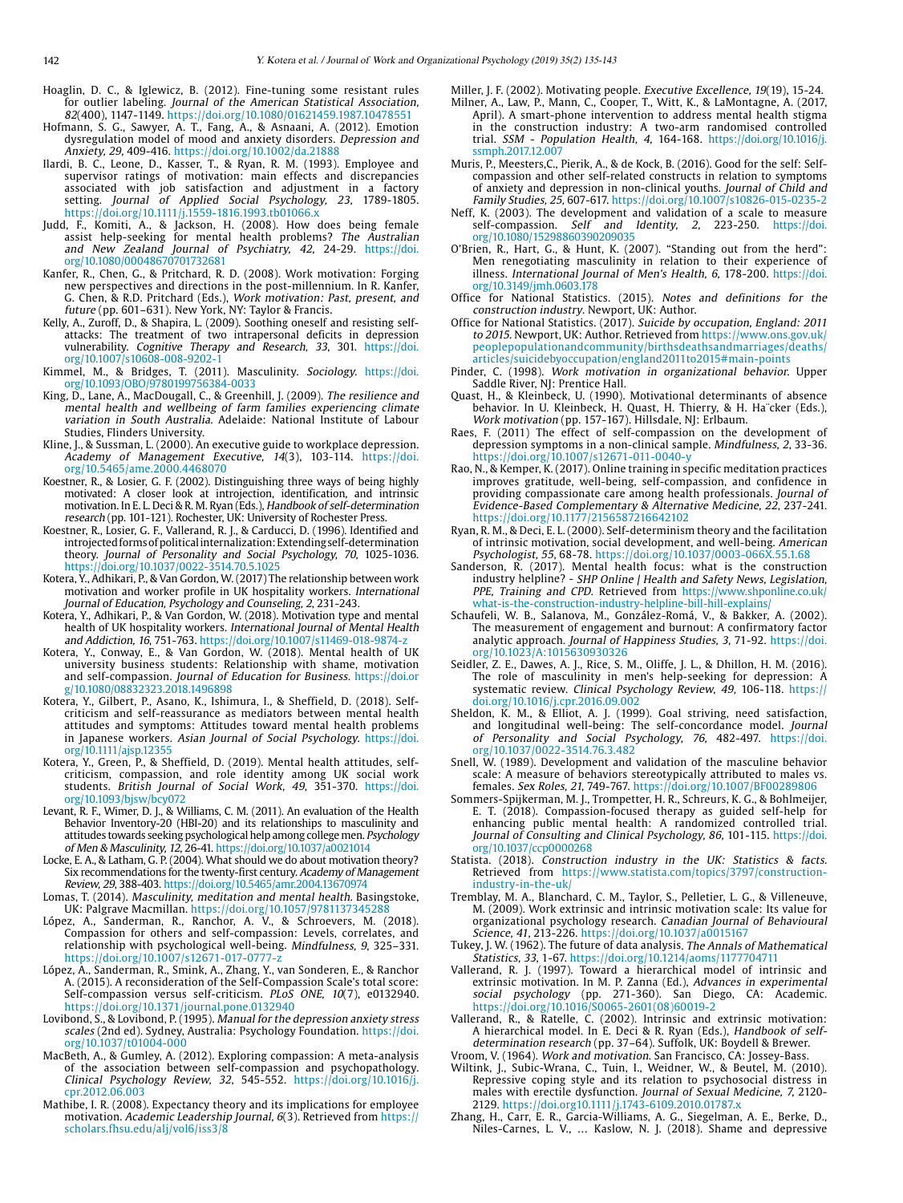Hoaglin, D. C., & Iglewicz, B. (2012). Fine-tuning some resistant rules for outlier labeling. *Journal of the American Statistical Association, 82*(400), 1147-1149. https://doi.org/10.1080/01621459.1987.10478551

Hofmann, S. G., Sawyer, A. T., Fang, A., & Asnaani, A. (2012). Emotion dysregulation model of mood and anxiety disorders. *Depression and Anxiety, 29*, 409-416. https://doi.org/10.1002/da.21888

Ilardi, B. C., Leone, D., Kasser, T., & Ryan, R. M. (1993). Employee and supervisor ratings of motivation: main effects and discrepancies associated with job satisfaction and adjustment in a factory setting. *Journal of Applied Social Psychology, 23*, 1789-1805. https://doi.org/10.1111/j.1559-1816.1993.tb01066.x

Judd, F., Komiti, A., & Jackson, H. (2008). How does being female assist help-seeking for mental health problems? *The Australian and New Zealand Journal of Psychiatry, 42*, 24-29. https://doi.org/10.1080/00048670701732681

Kanfer, R., Chen, G., & Pritchard, R. D. (2008). Work motivation: Forging new perspectives and directions in the post-millennium. In R. Kanfer, G. Chen & R.D. Pritchard (Eds.), *Work motivation: Past, present, and future* (pp. 601–631). New York, NY: Taylor & Francis.

Kelly, A., Zuroff, D., & Shapira, L. (2009). Soothing oneself and resisting self-attacks: The treatment of two intrapersonal deficits in depression vulnerability. *Cognitive Therapy and Research, 33*, 301. https://doi.org/10.1007/s10608-008-9202-1

Kimmel, M., & Bridges, T. (2011). Masculinity. *Sociology*. https://doi.org/10.1093/OBO/9780199756384-0033

King, D., Lane, A., MacDougall, C., & Greenhill, J. (2009). *The resilience and mental health and wellbeing of farm families experiencing climate variation in South Australia*. Adelaide: National Institute of Labour Studies, Flinders University.

Kline, J., & Sussman, L. (2000). An executive guide to workplace depression. *Academy of Management Executive, 14*(3), 103-114. https://doi.org/10.5465/ame.2000.4468070

Koestner, R., & Losier, G. F. (2002). Distinguishing three ways of being highly motivated: A closer look at introjection, identification, and intrinsic motivation. In E. L. Deci & R. M. Ryan (Eds.), *Handbook of self-determination research* (pp. 101-121). Rochester, UK: University of Rochester Press.

Koestner, R., Losier, G. F., Vallerand, R. J., & Carducci, D. (1996). Identified and introjected forms of political internalization: Extending self-determination theory. *Journal of Personality and Social Psychology, 70*, 1025-1036. https://doi.org/10.1037/0022-3514.70.5.1025

Kotera, Y., Adhikari, P., & Van Gordon, W. (2017) The relationship between work motivation and worker profile in UK hospitality workers. *International Journal of Education, Psychology and Counseling, 2*, 231-243.

Kotera, Y., Adhikari, P., & Van Gordon, W. (2018). Motivation type and mental health of UK hospitality workers. *International Journal of Mental Health and Addiction, 16*, 751-763. https://doi.org/10.1007/s11469-018-9874-z

Kotera, Y., Conway, E., & Van Gordon, W. (2018). Mental health of UK university business students: Relationship with shame, motivation and self-compassion. *Journal of Education for Business*. https://doi.org/10.1080/08832323.2018.1496898

Kotera, Y., Gilbert, P., Asano, K., Ishimura, I., & Sheffield, D. (2018). Self-criticism and self-reassurance as mediators between mental health attitudes and symptoms: Attitudes toward mental health problems in Japanese workers. *Asian Journal of Social Psychology*. https://doi.org/10.1111/ajsp.12355

Kotera, Y., Green, P., & Sheffield, D. (2019). Mental health attitudes, self-criticism, compassion, and role identity among UK social work students. *British Journal of Social Work, 49*, 351-370. https://doi.org/10.1093/bjsw/bcy072

Levant, R. F., Wimer, D. J., & Williams, C. M. (2011). An evaluation of the Health Behavior Inventory-20 (HBI-20) and its relationships to masculinity and attitudes towards seeking psychological help among college men. *Psychology of Men & Masculinity, 12*, 26-41. https://doi.org/10.1037/a0021014

Locke, E. A., & Latham, G. P. (2004). What should we do about motivation theory? Six recommendations for the twenty-first century. *Academy of Management Review, 29*, 388-403. https://doi.org/10.5465/amr.2004.13670974

Lomas, T. (2014). *Masculinity, meditation and mental health*. Basingstoke, UK: Palgrave Macmillan. https://doi.org/10.1057/9781137345288

López, A., Sanderman, R., Ranchor, A. V., & Schroevers, M. (2018). Compassion for others and self-compassion: Levels, correlates, and relationship with psychological well-being. *Mindfulness, 9*, 325–331. https://doi.org/10.1007/s12671-017-0777-z

López, A., Sanderman, R., Smink, A., Zhang, Y., van Sonderen, E., & Ranchor A. (2015). A reconsideration of the Self-Compassion Scale's total score: Self-compassion versus self-criticism. *PLoS ONE, 10*(7), e0132940. https://doi.org/10.1371/journal.pone.0132940

Lovibond, S., & Lovibond, P. (1995). *Manual for the depression anxiety stress scales* (2nd ed). Sydney, Australia: Psychology Foundation. https://doi.org/10.1037/t01004-000

MacBeth, A., & Gumley, A. (2012). Exploring compassion: A meta-analysis of the association between self-compassion and psychopathology. *Clinical Psychology Review, 32*, 545-552. https://doi.org/10.1016/j.cpr.2012.06.003

Mathibe, I. R. (2008). Expectancy theory and its implications for employee motivation. *Academic Leadership Journal, 6*(3). Retrieved from https://scholars.fhsu.edu/alj/vol6/iss3/8

Miller, J. F. (2002). Motivating people. *Executive Excellence, 19*(19), 15-24.

Milner, A., Law, P., Mann, C., Cooper, T., Witt, K., & LaMontagne, A. (2017, April). A smart-phone intervention to address mental health stigma in the construction industry: A two-arm randomised controlled trial. *SSM - Population Health, 4*, 164-168. https://doi.org/10.1016/j.ssmph.2017.12.007

Muris, P., Meesters,C., Pierik, A., & de Kock, B. (2016). Good for the self: Self-compassion and other self-related constructs in relation to symptoms of anxiety and depression in non-clinical youths. *Journal of Child and Family Studies, 25*, 607-617. https://doi.org/10.1007/s10826-015-0235-2

Neff, K. (2003). The development and validation of a scale to measure self-compassion. *Self and Identity, 2*, 223-250. https://doi.org/10.1080/15298860390209035

O'Brien, R., Hart, G., & Hunt, K. (2007). "Standing out from the herd": Men renegotiating masculinity in relation to their experience of illness. *International Journal of Men's Health, 6*, 178-200. https://doi.org/10.3149/jmh.0603.178

Office for National Statistics. (2015). *Notes and definitions for the construction industry*. Newport, UK: Author.

Office for National Statistics. (2017). *Suicide by occupation, England: 2011 to 2015*. Newport, UK: Author. Retrieved from https://www.ons.gov.uk/peoplepopulationandcommunity/birthsdeathsandmarriages/deaths/articles/suicidebyoccupation/england2011to2015#main-points

Pinder, C. (1998). *Work motivation in organizational behavior*. Upper Saddle River, NJ: Prentice Hall.

Quast, H., & Kleinbeck, U. (1990). Motivational determinants of absence behavior. In U. Kleinbeck, H. Quast, H. Thierry, & H. Ha¨cker (Eds.), *Work motivation* (pp. 157-167). Hillsdale, NJ: Erlbaum.

Raes, F. (2011) The effect of self-compassion on the development of depression symptoms in a non-clinical sample. *Mindfulness, 2*, 33-36. https://doi.org/10.1007/s12671-011-0040-y

Rao, N., & Kemper, K. (2017). Online training in specific meditation practices improves gratitude, well-being, self-compassion, and confidence in providing compassionate care among health professionals. *Journal of Evidence-Based Complementary & Alternative Medicine, 22*, 237-241. https://doi.org/10.1177/2156587216642102

Ryan, R. M., & Deci, E. L. (2000). Self-determinism theory and the facilitation of intrinsic motivation, social development, and well-being. *American Psychologist, 55*, 68-78. https://doi.org/10.1037/0003-066X.55.1.68

Sanderson, R. (2017). Mental health focus: what is the construction industry helpline? - *SHP Online | Health and Safety News, Legislation, PPE, Training and CPD*. Retrieved from https://www.shponline.co.uk/what-is-the-construction-industry-helpline-bill-hill-explains/

Schaufeli, W. B., Salanova, M., González-Romá, V., & Bakker, A. (2002). The measurement of engagement and burnout: A confirmatory factor analytic approach. *Journal of Happiness Studies, 3*, 71-92. https://doi.org/10.1023/A:1015630930326

Seidler, Z. E., Dawes, A. J., Rice, S. M., Oliffe, J. L., & Dhillon, H. M. (2016). The role of masculinity in men's help-seeking for depression: A systematic review. *Clinical Psychology Review, 49*, 106-118. https://doi.org/10.1016/j.cpr.2016.09.002

Sheldon, K. M., & Elliot, A. J. (1999). Goal striving, need satisfaction, and longitudinal well-being: The self-concordance model. *Journal of Personality and Social Psychology, 76*, 482-497. https://doi.org/10.1037/0022-3514.76.3.482

Snell, W. (1989). Development and validation of the masculine behavior scale: A measure of behaviors stereotypically attributed to males vs. females. *Sex Roles, 21*, 749-767. https://doi.org/10.1007/BF00289806

Sommers-Spijkerman, M. J., Trompetter, H. R., Schreurs, K. G., & Bohlmeijer, E. T. (2018). Compassion-focused therapy as guided self-help for enhancing public mental health: A randomized controlled trial. *Journal of Consulting and Clinical Psychology, 86*, 101-115. https://doi.org/10.1037/ccp0000268

Statista. (2018). *Construction industry in the UK: Statistics & facts*. Retrieved from https://www.statista.com/topics/3797/construction-industry-in-the-uk/

Tremblay, M. A., Blanchard, C. M., Taylor, S., Pelletier, L. G., & Villeneuve, M. (2009). Work extrinsic and intrinsic motivation scale: Its value for organizational psychology research. *Canadian Journal of Behavioural Science, 41*, 213-226. https://doi.org/10.1037/a0015167

Tukey, J. W. (1962). The future of data analysis. *The Annals of Mathematical Statistics, 33*, 1-67. https://doi.org/10.1214/aoms/1177704711

Vallerand, R. J. (1997). Toward a hierarchical model of intrinsic and extrinsic motivation. In M. P. Zanna (Ed.), *Advances in experimental social psychology* (pp. 271-360). San Diego, CA: Academic. https://doi.org/10.1016/S0065-2601(08)60019-2

Vallerand, R., & Ratelle, C. (2002). Intrinsic and extrinsic motivation: A hierarchical model. In E. Deci & R. Ryan (Eds.), *Handbook of self-determination research* (pp. 37–64). Suffolk, UK: Boydell & Brewer.

Vroom, V. (1964). *Work and motivation*. San Francisco, CA: Jossey-Bass.

Wiltink, J., Subic-Wrana, C., Tuin, I., Weidner, W., & Beutel, M. (2010). Repressive coping style and its relation to psychosocial distress in males with erectile dysfunction. *Journal of Sexual Medicine, 7*, 2120-2129. https://doi.org/10.1111/j.1743-6109.2010.01787.x

Zhang, H., Carr, E. R., Garcia-Williams, A. G., Siegelman, A. E., Berke, D., Niles-Carnes, L. V., … Kaslow, N. J. (2018). Shame and depressive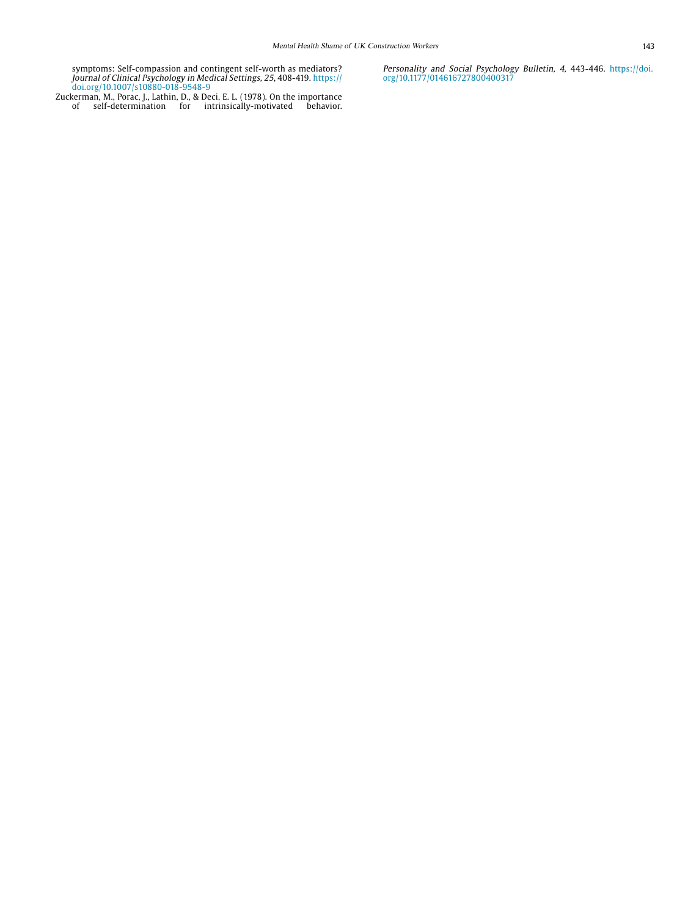symptoms: Self-compassion and contingent self-worth as mediators? *Journal of Clinical Psychology in Medical Settings, 25*, 408–419. https://doi.org/10.1007/s10880-018-9548-9

Zuckerman, M., Porac, J., Lathin, D., & Deci, E. L. (1978). On the importance of self-determination for intrinsically-motivated behavior. *Personality and Social Psychology Bulletin, 4*, 443–446. https://doi.org/10.1177/014616727800400317